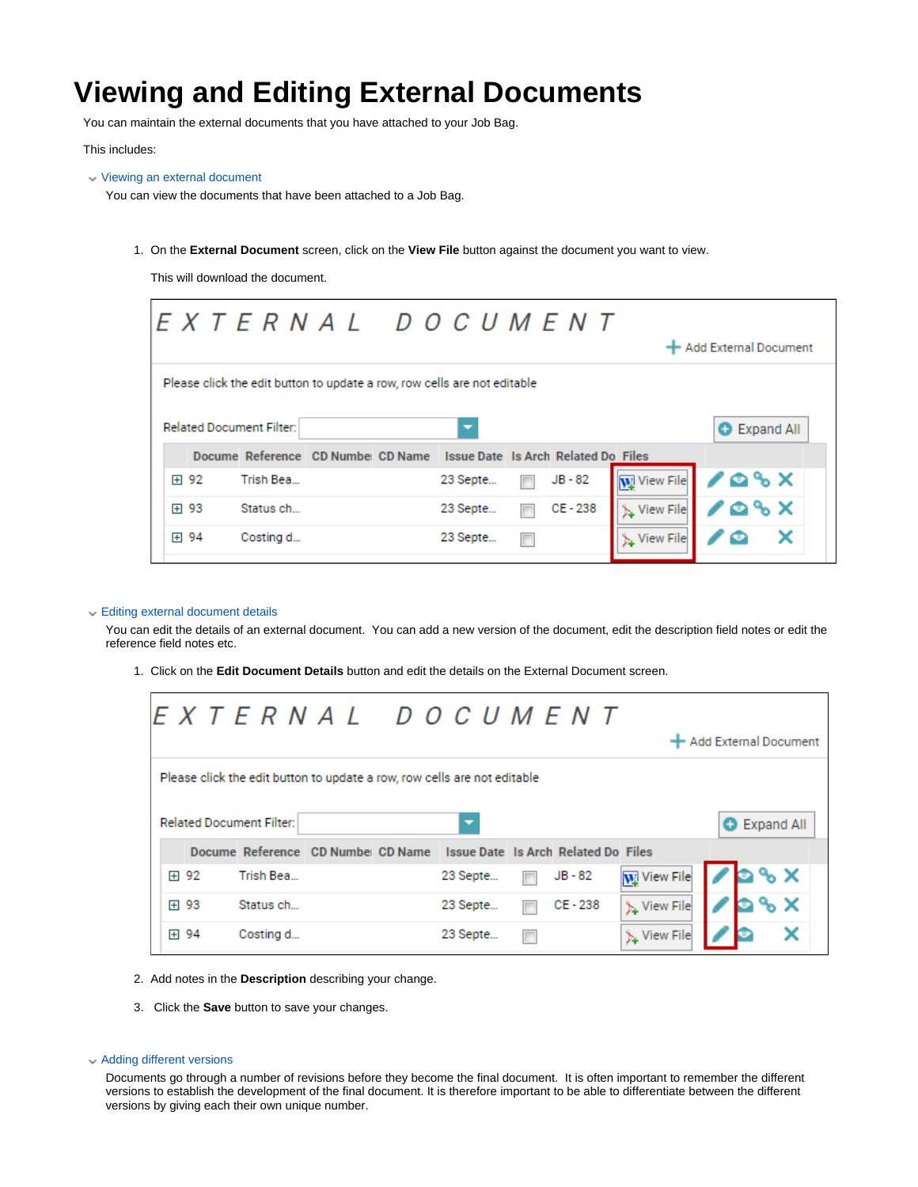# Viewing and Editing External Documents

You can maintain the external documents that you have attached to your Job Bag.

This includes:

Viewing an external document

You can view the documents that have been attached to a Job Bag.

1. On the **External Document** screen, click on the **View File** button against the document you want to view.

   This will download the document.

Editing external document details

You can edit the details of an external document. You can add a new version of the document, edit the description field notes or edit the reference field notes etc.

1. Click on the **Edit Document Details** button and edit the details on the External Document screen.
2. Add notes in the **Description** describing your change.
3. Click the **Save** button to save your changes.

Adding different versions

Documents go through a number of revisions before they become the final document. It is often important to remember the different versions to establish the development of the final document. It is therefore important to be able to differentiate between the different versions by giving each their own unique number.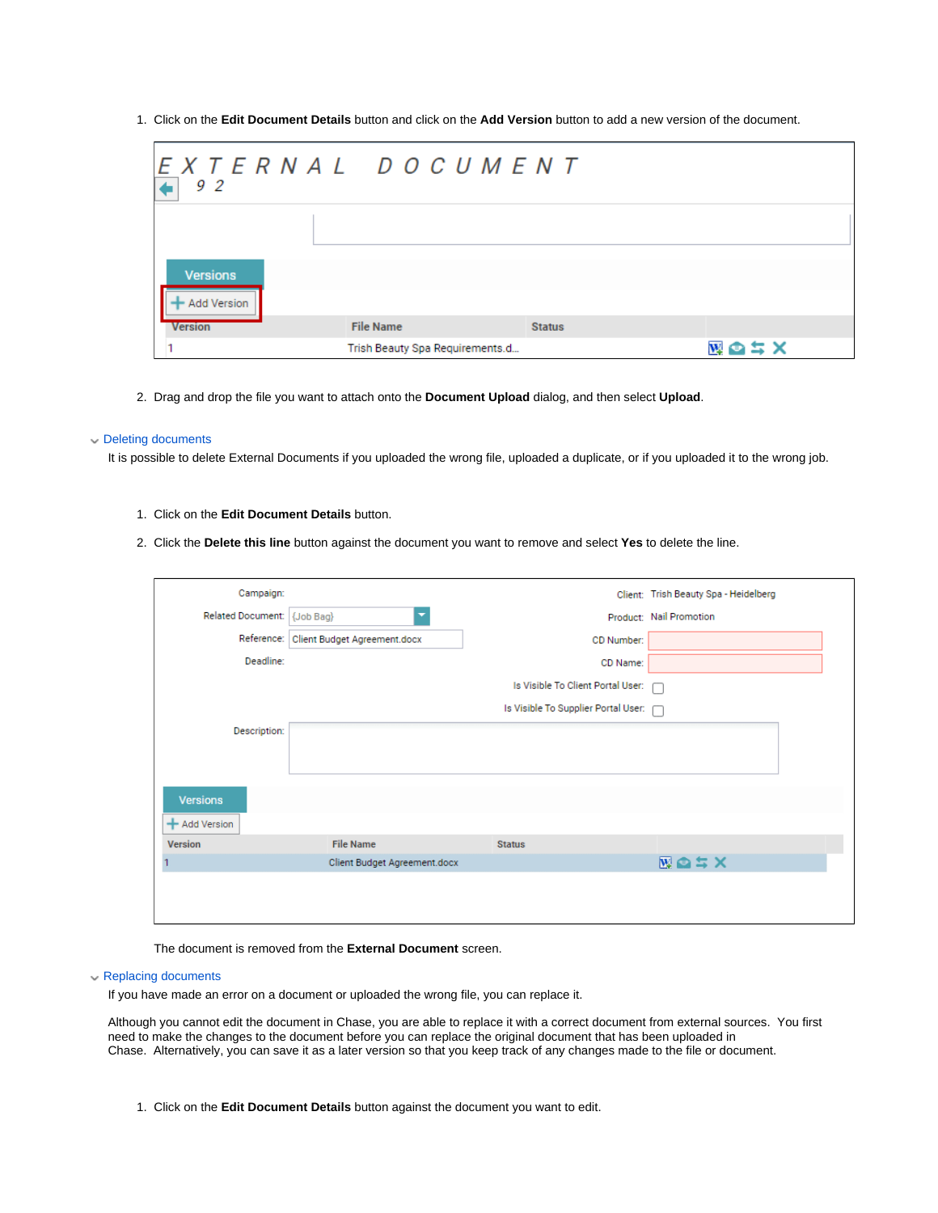1. Click on the **Edit Document Details** button and click on the **Add Version** button to add a new version of the document.

2. Drag and drop the file you want to attach onto the **Document Upload** dialog, and then select **Upload**.

### Deleting documents

It is possible to delete External Documents if you uploaded the wrong file, uploaded a duplicate, or if you uploaded it to the wrong job.

1. Click on the **Edit Document Details** button.
2. Click the **Delete this line** button against the document you want to remove and select **Yes** to delete the line.

The document is removed from the **External Document** screen.

### Replacing documents

If you have made an error on a document or uploaded the wrong file, you can replace it.

Although you cannot edit the document in Chase, you are able to replace it with a correct document from external sources. You first need to make the changes to the document before you can replace the original document that has been uploaded in Chase. Alternatively, you can save it as a later version so that you keep track of any changes made to the file or document.

1. Click on the **Edit Document Details** button against the document you want to edit.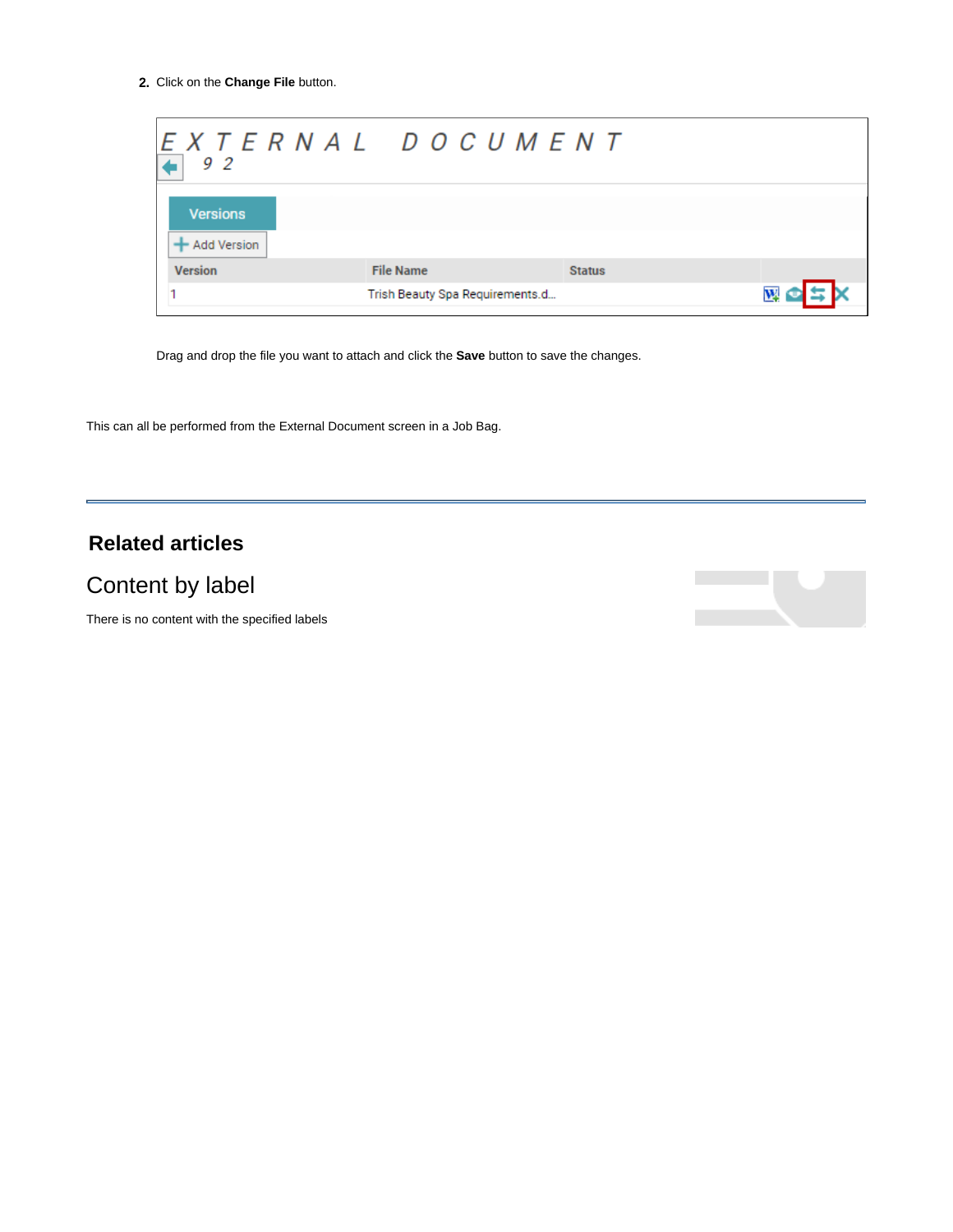2. Click on the **Change File** button.

Drag and drop the file you want to attach and click the **Save** button to save the changes.

This can all be performed from the External Document screen in a Job Bag.

---

## Related articles

# Content by label

There is no content with the specified labels